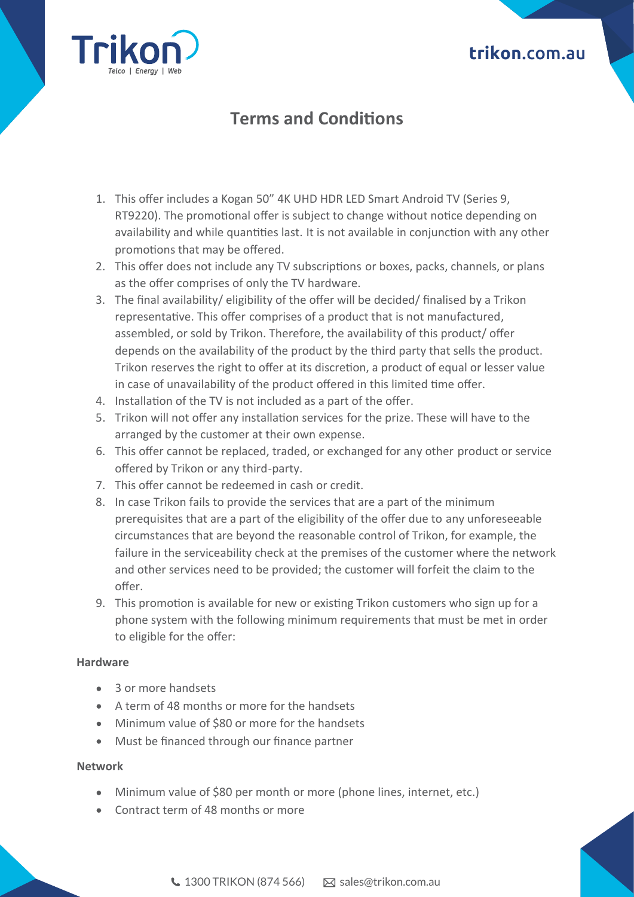# Terms and Conditions

1. This offer includes a Kogan 50” 4K UHD HDR LED Smart Android TV (Series 9, RT9220). The promotional offer is subject to change without notice depending on availability and while quantities last. It is not available in conjunction with any other promotions that may be offered.
2. This offer does not include any TV subscriptions or boxes, packs, channels, or plans as the offer comprises of only the TV hardware.
3. The final availability/ eligibility of the offer will be decided/ finalised by a Trikon representative. This offer comprises of a product that is not manufactured, assembled, or sold by Trikon. Therefore, the availability of this product/ offer depends on the availability of the product by the third party that sells the product. Trikon reserves the right to offer at its discretion, a product of equal or lesser value in case of unavailability of the product offered in this limited time offer.
4. Installation of the TV is not included as a part of the offer.
5. Trikon will not offer any installation services for the prize. These will have to the arranged by the customer at their own expense.
6. This offer cannot be replaced, traded, or exchanged for any other product or service offered by Trikon or any third-party.
7. This offer cannot be redeemed in cash or credit.
8. In case Trikon fails to provide the services that are a part of the minimum prerequisites that are a part of the eligibility of the offer due to any unforeseeable circumstances that are beyond the reasonable control of Trikon, for example, the failure in the serviceability check at the premises of the customer where the network and other services need to be provided; the customer will forfeit the claim to the offer.
9. This promotion is available for new or existing Trikon customers who sign up for a phone system with the following minimum requirements that must be met in order to eligible for the offer:

**Hardware**

- 3 or more handsets
- A term of 48 months or more for the handsets
- Minimum value of $80 or more for the handsets
- Must be financed through our finance partner

**Network**

- Minimum value of $80 per month or more (phone lines, internet, etc.)
- Contract term of 48 months or more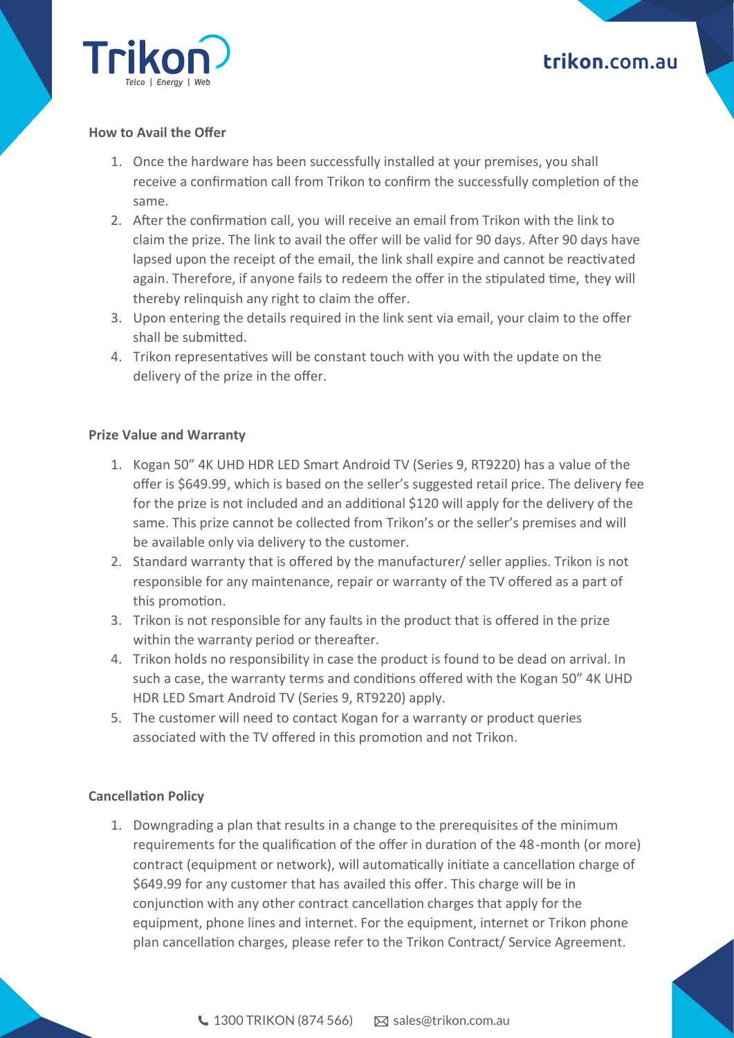### How to Avail the Offer

1. Once the hardware has been successfully installed at your premises, you shall receive a confirmation call from Trikon to confirm the successfully completion of the same.
2. After the confirmation call, you will receive an email from Trikon with the link to claim the prize. The link to avail the offer will be valid for 90 days. After 90 days have lapsed upon the receipt of the email, the link shall expire and cannot be reactivated again. Therefore, if anyone fails to redeem the offer in the stipulated time, they will thereby relinquish any right to claim the offer.
3. Upon entering the details required in the link sent via email, your claim to the offer shall be submitted.
4. Trikon representatives will be constant touch with you with the update on the delivery of the prize in the offer.

### Prize Value and Warranty

1. Kogan 50" 4K UHD HDR LED Smart Android TV (Series 9, RT9220) has a value of the offer is $649.99, which is based on the seller's suggested retail price. The delivery fee for the prize is not included and an additional $120 will apply for the delivery of the same. This prize cannot be collected from Trikon's or the seller's premises and will be available only via delivery to the customer.
2. Standard warranty that is offered by the manufacturer/ seller applies. Trikon is not responsible for any maintenance, repair or warranty of the TV offered as a part of this promotion.
3. Trikon is not responsible for any faults in the product that is offered in the prize within the warranty period or thereafter.
4. Trikon holds no responsibility in case the product is found to be dead on arrival. In such a case, the warranty terms and conditions offered with the Kogan 50" 4K UHD HDR LED Smart Android TV (Series 9, RT9220) apply.
5. The customer will need to contact Kogan for a warranty or product queries associated with the TV offered in this promotion and not Trikon.

### Cancellation Policy

1. Downgrading a plan that results in a change to the prerequisites of the minimum requirements for the qualification of the offer in duration of the 48-month (or more) contract (equipment or network), will automatically initiate a cancellation charge of $649.99 for any customer that has availed this offer. This charge will be in conjunction with any other contract cancellation charges that apply for the equipment, phone lines and internet. For the equipment, internet or Trikon phone plan cancellation charges, please refer to the Trikon Contract/ Service Agreement.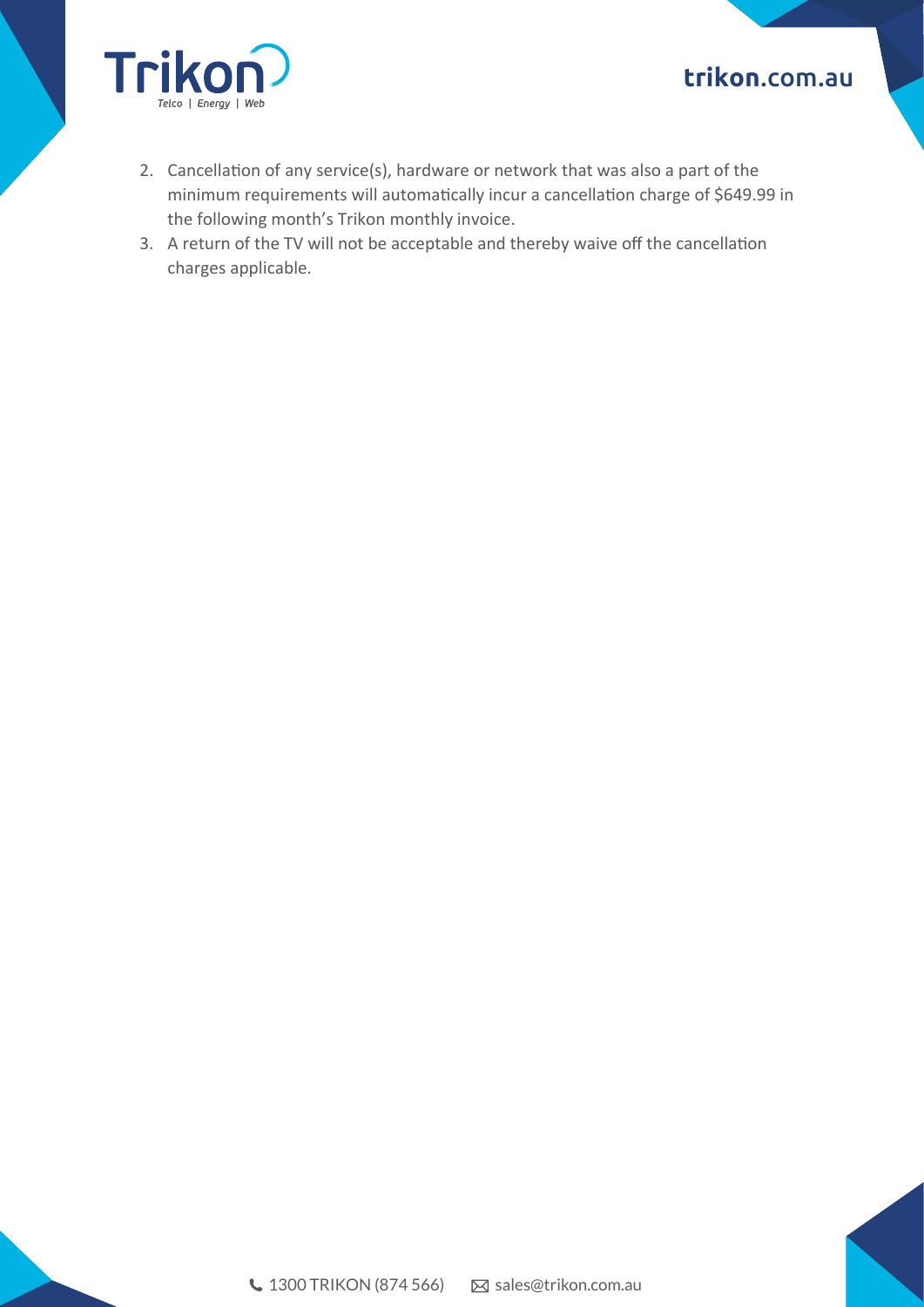2. Cancellation of any service(s), hardware or network that was also a part of the minimum requirements will automatically incur a cancellation charge of $649.99 in the following month's Trikon monthly invoice.
3. A return of the TV will not be acceptable and thereby waive off the cancellation charges applicable.